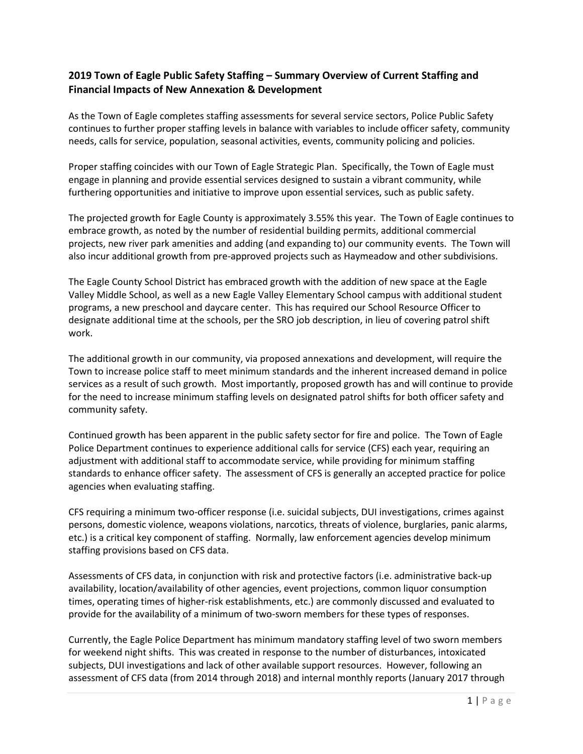## 2019 Town of Eagle Public Safety Staffing – Summary Overview of Current Staffing and Financial Impacts of New Annexation & Development

As the Town of Eagle completes staffing assessments for several service sectors, Police Public Safety continues to further proper staffing levels in balance with variables to include officer safety, community needs, calls for service, population, seasonal activities, events, community policing and policies.

Proper staffing coincides with our Town of Eagle Strategic Plan. Specifically, the Town of Eagle must engage in planning and provide essential services designed to sustain a vibrant community, while furthering opportunities and initiative to improve upon essential services, such as public safety.

The projected growth for Eagle County is approximately 3.55% this year. The Town of Eagle continues to embrace growth, as noted by the number of residential building permits, additional commercial projects, new river park amenities and adding (and expanding to) our community events. The Town will also incur additional growth from pre-approved projects such as Haymeadow and other subdivisions.

The Eagle County School District has embraced growth with the addition of new space at the Eagle Valley Middle School, as well as a new Eagle Valley Elementary School campus with additional student programs, a new preschool and daycare center. This has required our School Resource Officer to designate additional time at the schools, per the SRO job description, in lieu of covering patrol shift work.

The additional growth in our community, via proposed annexations and development, will require the Town to increase police staff to meet minimum standards and the inherent increased demand in police services as a result of such growth. Most importantly, proposed growth has and will continue to provide for the need to increase minimum staffing levels on designated patrol shifts for both officer safety and community safety.

Continued growth has been apparent in the public safety sector for fire and police. The Town of Eagle Police Department continues to experience additional calls for service (CFS) each year, requiring an adjustment with additional staff to accommodate service, while providing for minimum staffing standards to enhance officer safety. The assessment of CFS is generally an accepted practice for police agencies when evaluating staffing.

CFS requiring a minimum two-officer response (i.e. suicidal subjects, DUI investigations, crimes against persons, domestic violence, weapons violations, narcotics, threats of violence, burglaries, panic alarms, etc.) is a critical key component of staffing. Normally, law enforcement agencies develop minimum staffing provisions based on CFS data.

Assessments of CFS data, in conjunction with risk and protective factors (i.e. administrative back-up availability, location/availability of other agencies, event projections, common liquor consumption times, operating times of higher-risk establishments, etc.) are commonly discussed and evaluated to provide for the availability of a minimum of two-sworn members for these types of responses.

Currently, the Eagle Police Department has minimum mandatory staffing level of two sworn members for weekend night shifts. This was created in response to the number of disturbances, intoxicated subjects, DUI investigations and lack of other available support resources. However, following an assessment of CFS data (from 2014 through 2018) and internal monthly reports (January 2017 through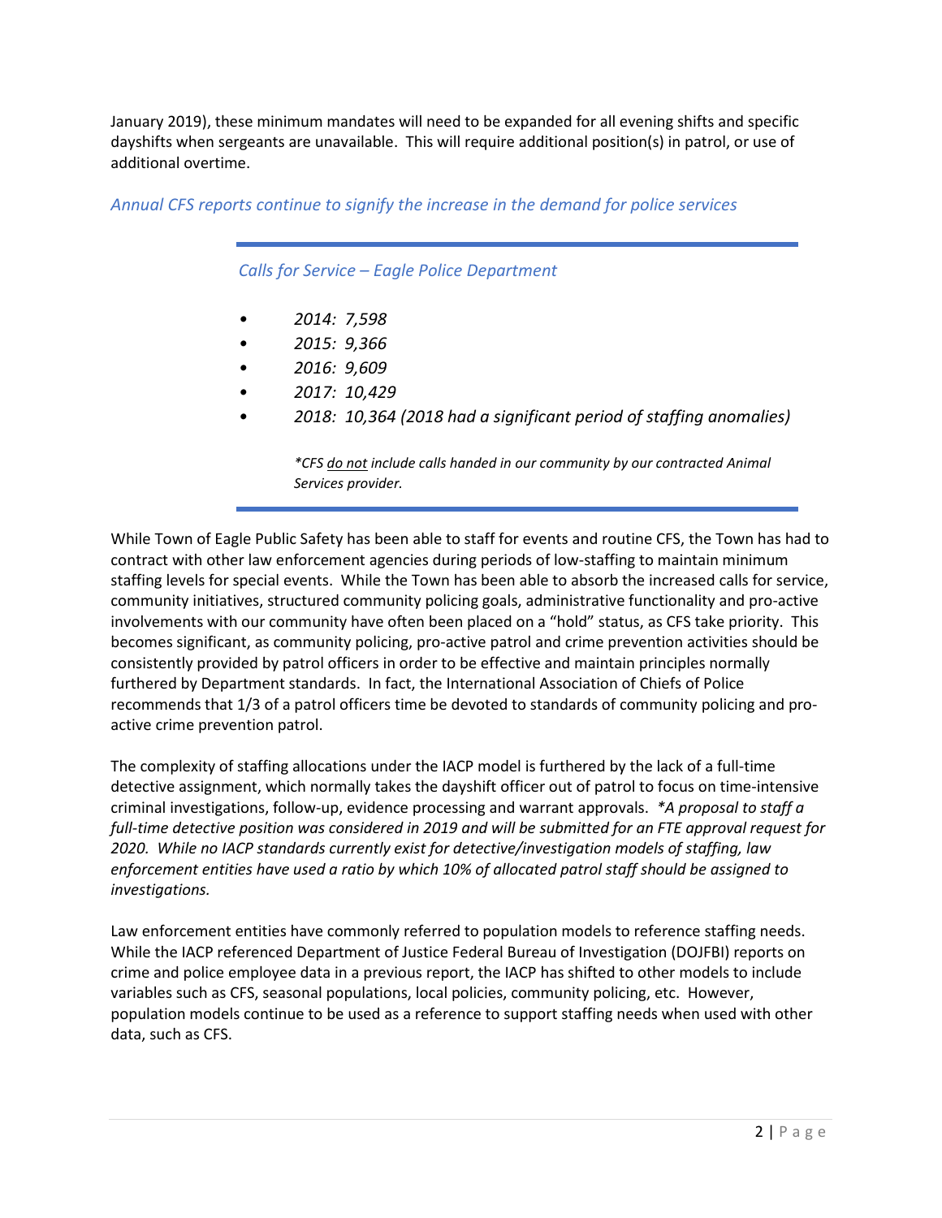January 2019), these minimum mandates will need to be expanded for all evening shifts and specific dayshifts when sergeants are unavailable. This will require additional position(s) in patrol, or use of additional overtime.

*Annual CFS reports continue to signify the increase in the demand for police services*

---

*Calls for Service – Eagle Police Department*

- *2014: 7,598*
- *2015: 9,366*
- *2016: 9,609*
- *2017: 10,429*
- *2018: 10,364 (2018 had a significant period of staffing anomalies)*

*\*CFS <u>do not</u> include calls handed in our community by our contracted Animal Services provider.*

---

While Town of Eagle Public Safety has been able to staff for events and routine CFS, the Town has had to contract with other law enforcement agencies during periods of low-staffing to maintain minimum staffing levels for special events. While the Town has been able to absorb the increased calls for service, community initiatives, structured community policing goals, administrative functionality and pro-active involvements with our community have often been placed on a "hold" status, as CFS take priority. This becomes significant, as community policing, pro-active patrol and crime prevention activities should be consistently provided by patrol officers in order to be effective and maintain principles normally furthered by Department standards. In fact, the International Association of Chiefs of Police recommends that 1/3 of a patrol officers time be devoted to standards of community policing and pro-active crime prevention patrol.

The complexity of staffing allocations under the IACP model is furthered by the lack of a full-time detective assignment, which normally takes the dayshift officer out of patrol to focus on time-intensive criminal investigations, follow-up, evidence processing and warrant approvals. *\*A proposal to staff a full-time detective position was considered in 2019 and will be submitted for an FTE approval request for 2020. While no IACP standards currently exist for detective/investigation models of staffing, law enforcement entities have used a ratio by which 10% of allocated patrol staff should be assigned to investigations.*

Law enforcement entities have commonly referred to population models to reference staffing needs. While the IACP referenced Department of Justice Federal Bureau of Investigation (DOJFBI) reports on crime and police employee data in a previous report, the IACP has shifted to other models to include variables such as CFS, seasonal populations, local policies, community policing, etc. However, population models continue to be used as a reference to support staffing needs when used with other data, such as CFS.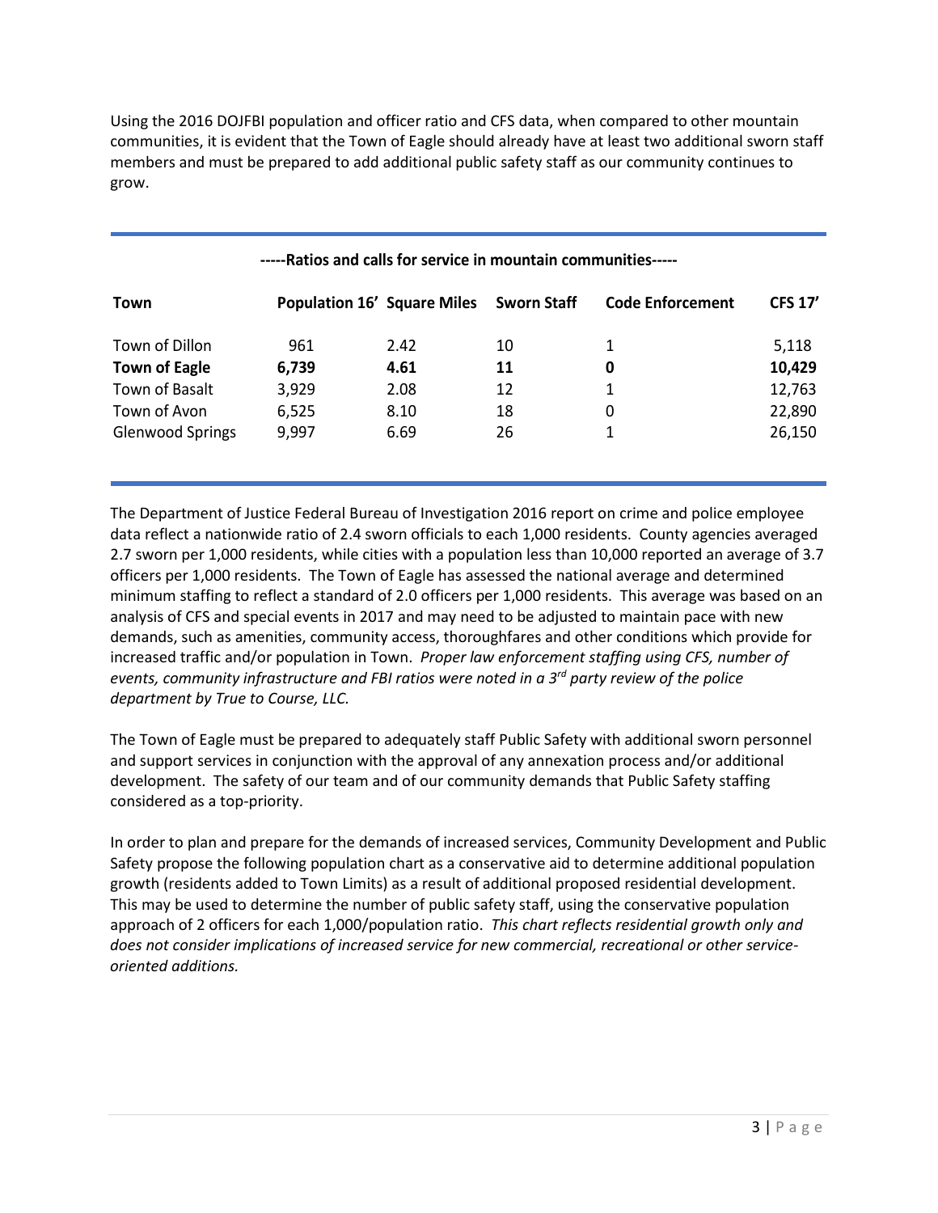Using the 2016 DOJFBI population and officer ratio and CFS data, when compared to other mountain communities, it is evident that the Town of Eagle should already have at least two additional sworn staff members and must be prepared to add additional public safety staff as our community continues to grow.

**-----Ratios and calls for service in mountain communities-----**

| Town | Population 16' | Square Miles | Sworn Staff | Code Enforcement | CFS 17' |
|---|---|---|---|---|---|
| Town of Dillon | 961 | 2.42 | 10 | 1 | 5,118 |
| **Town of Eagle** | **6,739** | **4.61** | **11** | **0** | **10,429** |
| Town of Basalt | 3,929 | 2.08 | 12 | 1 | 12,763 |
| Town of Avon | 6,525 | 8.10 | 18 | 0 | 22,890 |
| Glenwood Springs | 9,997 | 6.69 | 26 | 1 | 26,150 |

The Department of Justice Federal Bureau of Investigation 2016 report on crime and police employee data reflect a nationwide ratio of 2.4 sworn officials to each 1,000 residents. County agencies averaged 2.7 sworn per 1,000 residents, while cities with a population less than 10,000 reported an average of 3.7 officers per 1,000 residents. The Town of Eagle has assessed the national average and determined minimum staffing to reflect a standard of 2.0 officers per 1,000 residents. This average was based on an analysis of CFS and special events in 2017 and may need to be adjusted to maintain pace with new demands, such as amenities, community access, thoroughfares and other conditions which provide for increased traffic and/or population in Town. *Proper law enforcement staffing using CFS, number of events, community infrastructure and FBI ratios were noted in a 3rd party review of the police department by True to Course, LLC.*

The Town of Eagle must be prepared to adequately staff Public Safety with additional sworn personnel and support services in conjunction with the approval of any annexation process and/or additional development. The safety of our team and of our community demands that Public Safety staffing considered as a top-priority.

In order to plan and prepare for the demands of increased services, Community Development and Public Safety propose the following population chart as a conservative aid to determine additional population growth (residents added to Town Limits) as a result of additional proposed residential development. This may be used to determine the number of public safety staff, using the conservative population approach of 2 officers for each 1,000/population ratio. *This chart reflects residential growth only and does not consider implications of increased service for new commercial, recreational or other service-oriented additions.*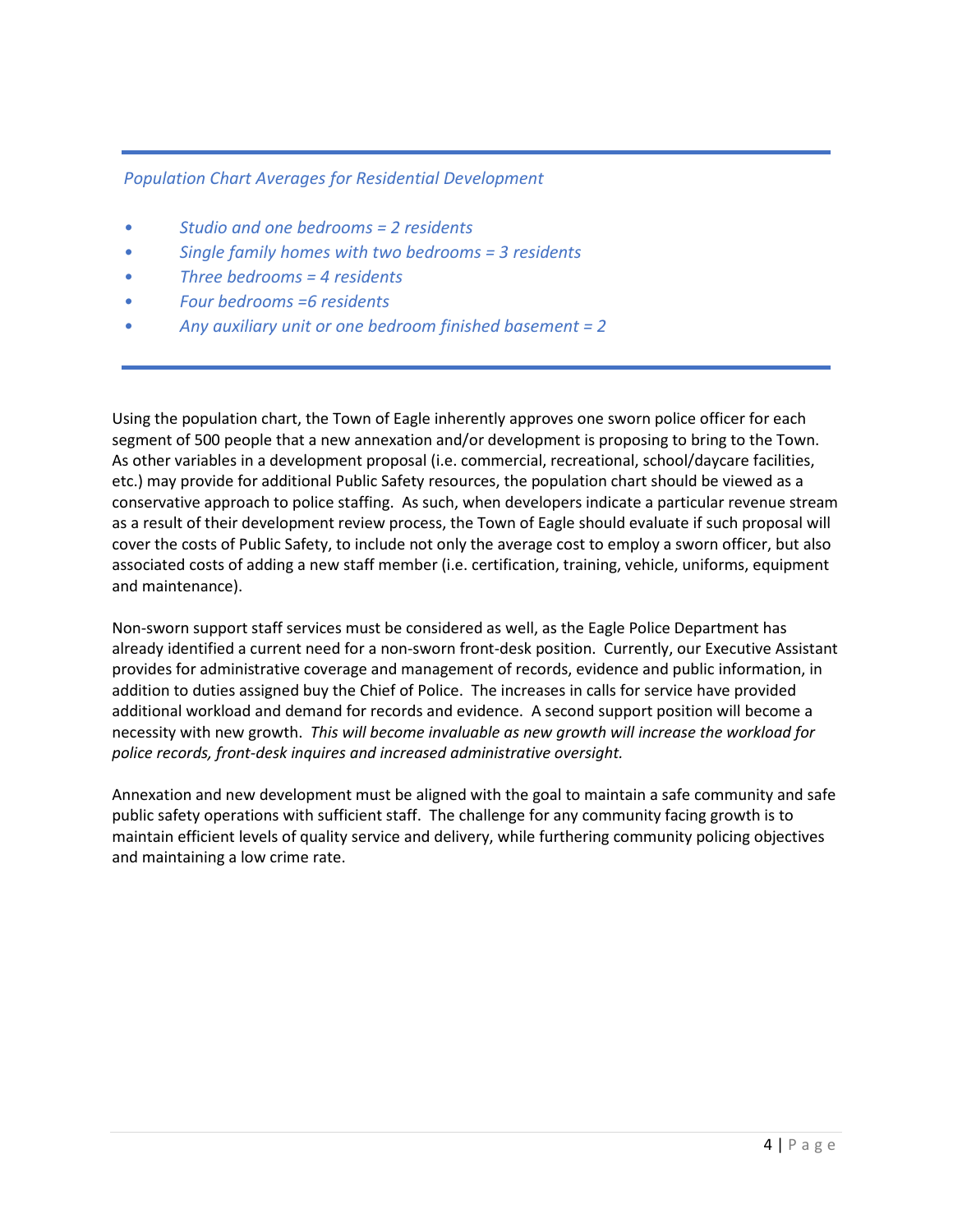*Population Chart Averages for Residential Development*

- *Studio and one bedrooms = 2 residents*
- *Single family homes with two bedrooms = 3 residents*
- *Three bedrooms = 4 residents*
- *Four bedrooms =6 residents*
- *Any auxiliary unit or one bedroom finished basement = 2*

Using the population chart, the Town of Eagle inherently approves one sworn police officer for each segment of 500 people that a new annexation and/or development is proposing to bring to the Town. As other variables in a development proposal (i.e. commercial, recreational, school/daycare facilities, etc.) may provide for additional Public Safety resources, the population chart should be viewed as a conservative approach to police staffing. As such, when developers indicate a particular revenue stream as a result of their development review process, the Town of Eagle should evaluate if such proposal will cover the costs of Public Safety, to include not only the average cost to employ a sworn officer, but also associated costs of adding a new staff member (i.e. certification, training, vehicle, uniforms, equipment and maintenance).

Non-sworn support staff services must be considered as well, as the Eagle Police Department has already identified a current need for a non-sworn front-desk position. Currently, our Executive Assistant provides for administrative coverage and management of records, evidence and public information, in addition to duties assigned buy the Chief of Police. The increases in calls for service have provided additional workload and demand for records and evidence. A second support position will become a necessity with new growth. *This will become invaluable as new growth will increase the workload for police records, front-desk inquires and increased administrative oversight.*

Annexation and new development must be aligned with the goal to maintain a safe community and safe public safety operations with sufficient staff. The challenge for any community facing growth is to maintain efficient levels of quality service and delivery, while furthering community policing objectives and maintaining a low crime rate.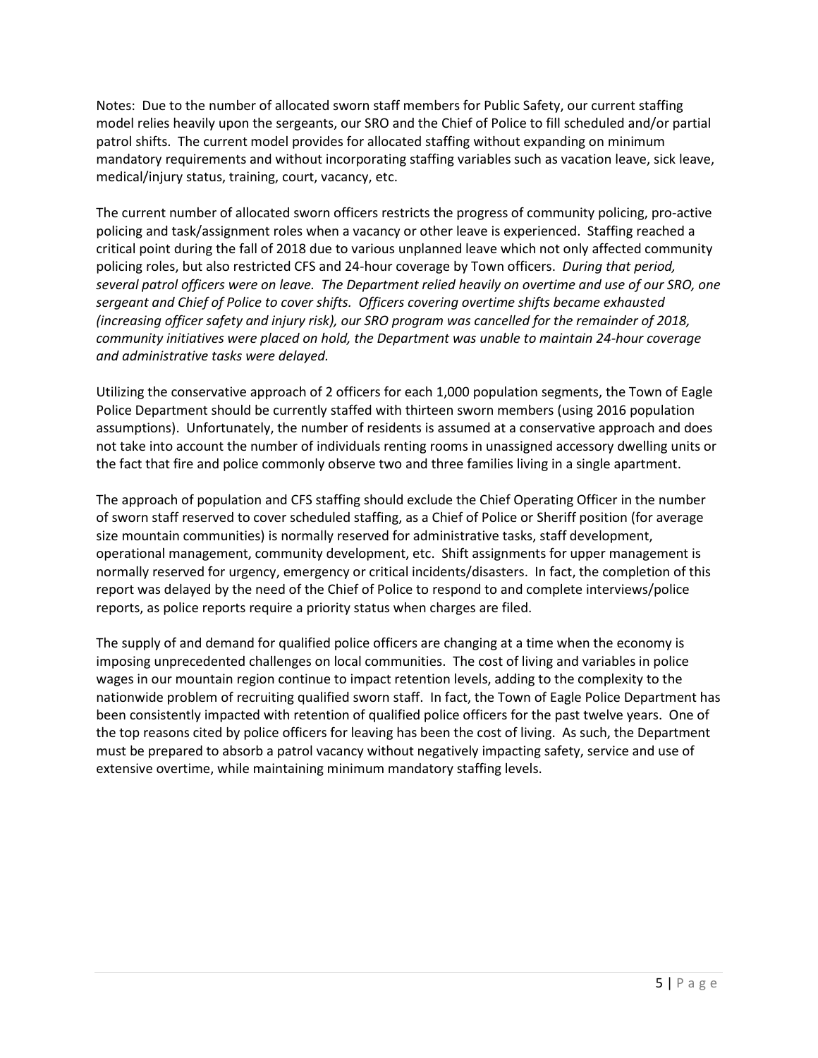Notes: Due to the number of allocated sworn staff members for Public Safety, our current staffing model relies heavily upon the sergeants, our SRO and the Chief of Police to fill scheduled and/or partial patrol shifts. The current model provides for allocated staffing without expanding on minimum mandatory requirements and without incorporating staffing variables such as vacation leave, sick leave, medical/injury status, training, court, vacancy, etc.

The current number of allocated sworn officers restricts the progress of community policing, pro-active policing and task/assignment roles when a vacancy or other leave is experienced. Staffing reached a critical point during the fall of 2018 due to various unplanned leave which not only affected community policing roles, but also restricted CFS and 24-hour coverage by Town officers. *During that period, several patrol officers were on leave. The Department relied heavily on overtime and use of our SRO, one sergeant and Chief of Police to cover shifts. Officers covering overtime shifts became exhausted (increasing officer safety and injury risk), our SRO program was cancelled for the remainder of 2018, community initiatives were placed on hold, the Department was unable to maintain 24-hour coverage and administrative tasks were delayed.*

Utilizing the conservative approach of 2 officers for each 1,000 population segments, the Town of Eagle Police Department should be currently staffed with thirteen sworn members (using 2016 population assumptions). Unfortunately, the number of residents is assumed at a conservative approach and does not take into account the number of individuals renting rooms in unassigned accessory dwelling units or the fact that fire and police commonly observe two and three families living in a single apartment.

The approach of population and CFS staffing should exclude the Chief Operating Officer in the number of sworn staff reserved to cover scheduled staffing, as a Chief of Police or Sheriff position (for average size mountain communities) is normally reserved for administrative tasks, staff development, operational management, community development, etc. Shift assignments for upper management is normally reserved for urgency, emergency or critical incidents/disasters. In fact, the completion of this report was delayed by the need of the Chief of Police to respond to and complete interviews/police reports, as police reports require a priority status when charges are filed.

The supply of and demand for qualified police officers are changing at a time when the economy is imposing unprecedented challenges on local communities. The cost of living and variables in police wages in our mountain region continue to impact retention levels, adding to the complexity to the nationwide problem of recruiting qualified sworn staff. In fact, the Town of Eagle Police Department has been consistently impacted with retention of qualified police officers for the past twelve years. One of the top reasons cited by police officers for leaving has been the cost of living. As such, the Department must be prepared to absorb a patrol vacancy without negatively impacting safety, service and use of extensive overtime, while maintaining minimum mandatory staffing levels.